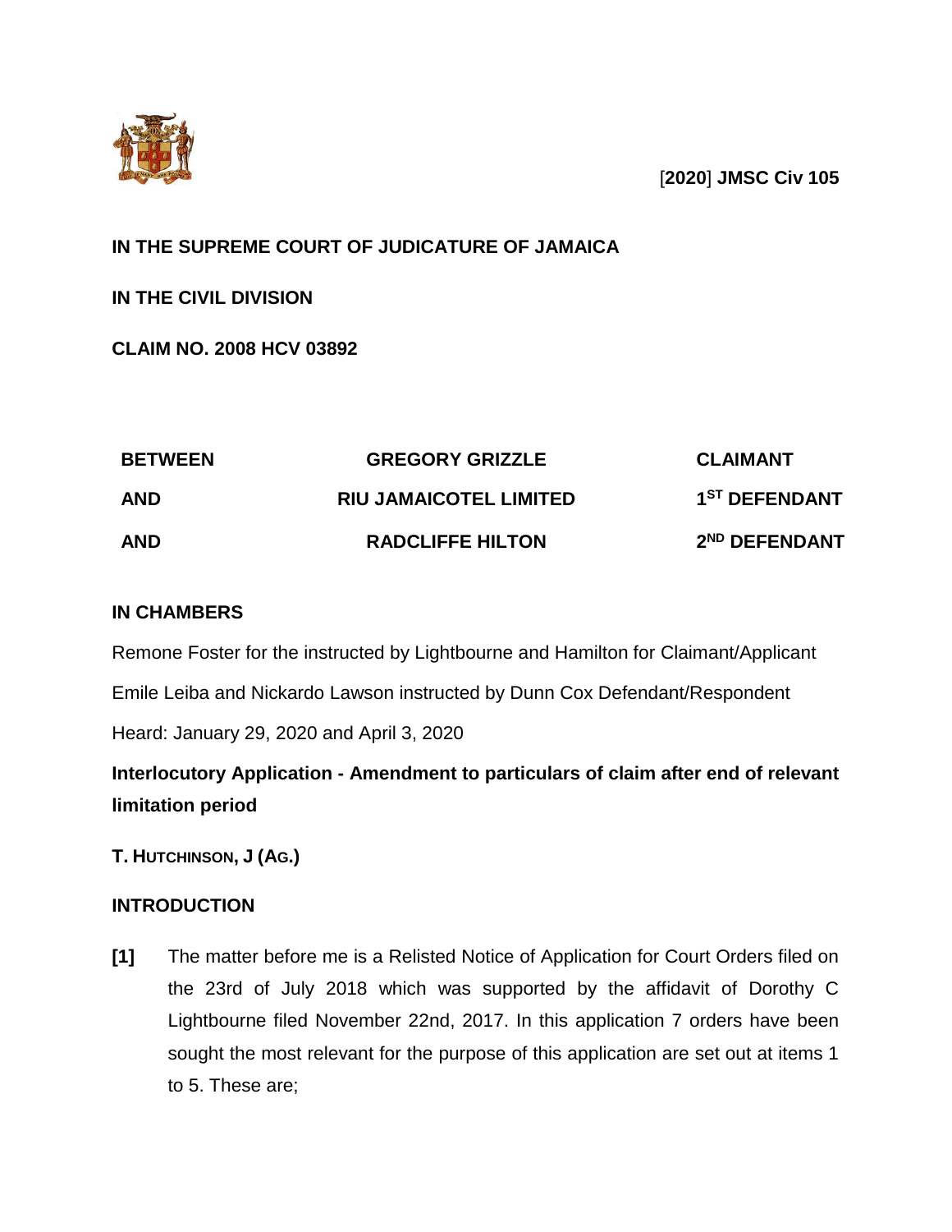[**2020**] **JMSC Civ 105**

**IN THE SUPREME COURT OF JUDICATURE OF JAMAICA**

**IN THE CIVIL DIVISION**

**CLAIM NO. 2008 HCV 03892**

| | | |
|---|---|---|
| **BETWEEN** | **GREGORY GRIZZLE** | **CLAIMANT** |
| **AND** | **RIU JAMAICOTEL LIMITED** | **1ST DEFENDANT** |
| **AND** | **RADCLIFFE HILTON** | **2ND DEFENDANT** |

**IN CHAMBERS**

Remone Foster for the instructed by Lightbourne and Hamilton for Claimant/Applicant

Emile Leiba and Nickardo Lawson instructed by Dunn Cox Defendant/Respondent

Heard: January 29, 2020 and April 3, 2020

**Interlocutory Application - Amendment to particulars of claim after end of relevant limitation period**

**T. HUTCHINSON, J (AG.)**

**INTRODUCTION**

**[1]** The matter before me is a Relisted Notice of Application for Court Orders filed on the 23rd of July 2018 which was supported by the affidavit of Dorothy C Lightbourne filed November 22nd, 2017. In this application 7 orders have been sought the most relevant for the purpose of this application are set out at items 1 to 5. These are;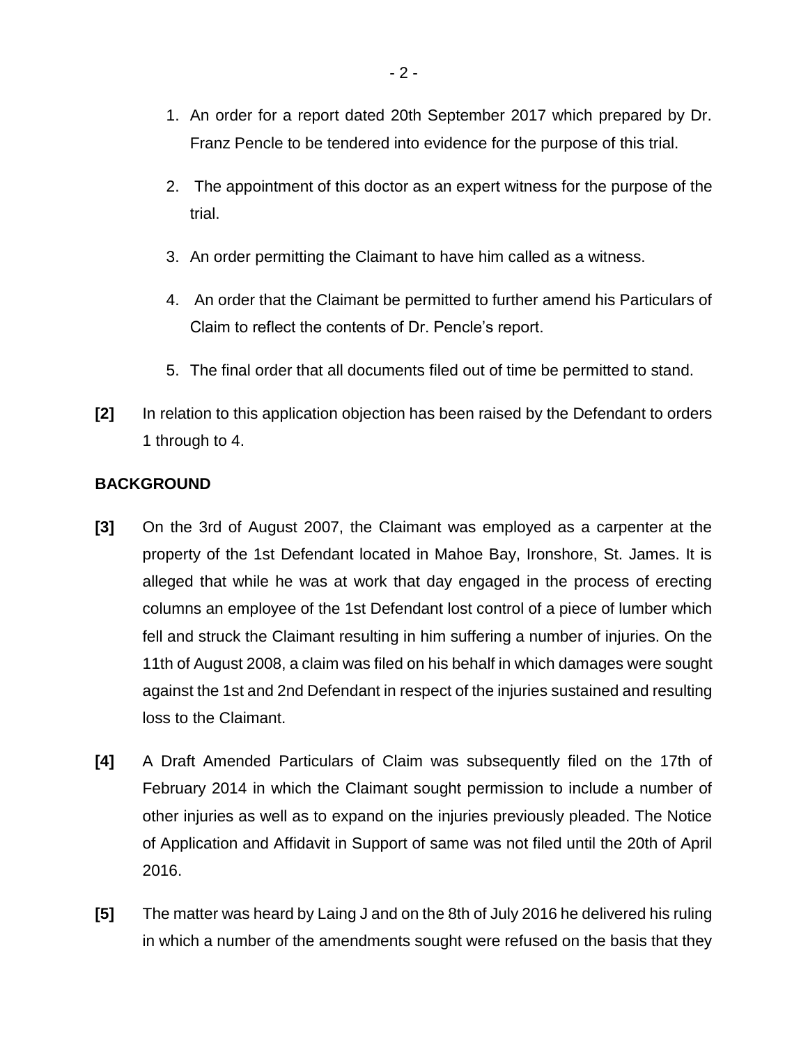1. An order for a report dated 20th September 2017 which prepared by Dr. Franz Pencle to be tendered into evidence for the purpose of this trial.

2. The appointment of this doctor as an expert witness for the purpose of the trial.

3. An order permitting the Claimant to have him called as a witness.

4. An order that the Claimant be permitted to further amend his Particulars of Claim to reflect the contents of Dr. Pencle's report.

5. The final order that all documents filed out of time be permitted to stand.

**[2]** In relation to this application objection has been raised by the Defendant to orders 1 through to 4.

**BACKGROUND**

**[3]** On the 3rd of August 2007, the Claimant was employed as a carpenter at the property of the 1st Defendant located in Mahoe Bay, Ironshore, St. James. It is alleged that while he was at work that day engaged in the process of erecting columns an employee of the 1st Defendant lost control of a piece of lumber which fell and struck the Claimant resulting in him suffering a number of injuries. On the 11th of August 2008, a claim was filed on his behalf in which damages were sought against the 1st and 2nd Defendant in respect of the injuries sustained and resulting loss to the Claimant.

**[4]** A Draft Amended Particulars of Claim was subsequently filed on the 17th of February 2014 in which the Claimant sought permission to include a number of other injuries as well as to expand on the injuries previously pleaded. The Notice of Application and Affidavit in Support of same was not filed until the 20th of April 2016.

**[5]** The matter was heard by Laing J and on the 8th of July 2016 he delivered his ruling in which a number of the amendments sought were refused on the basis that they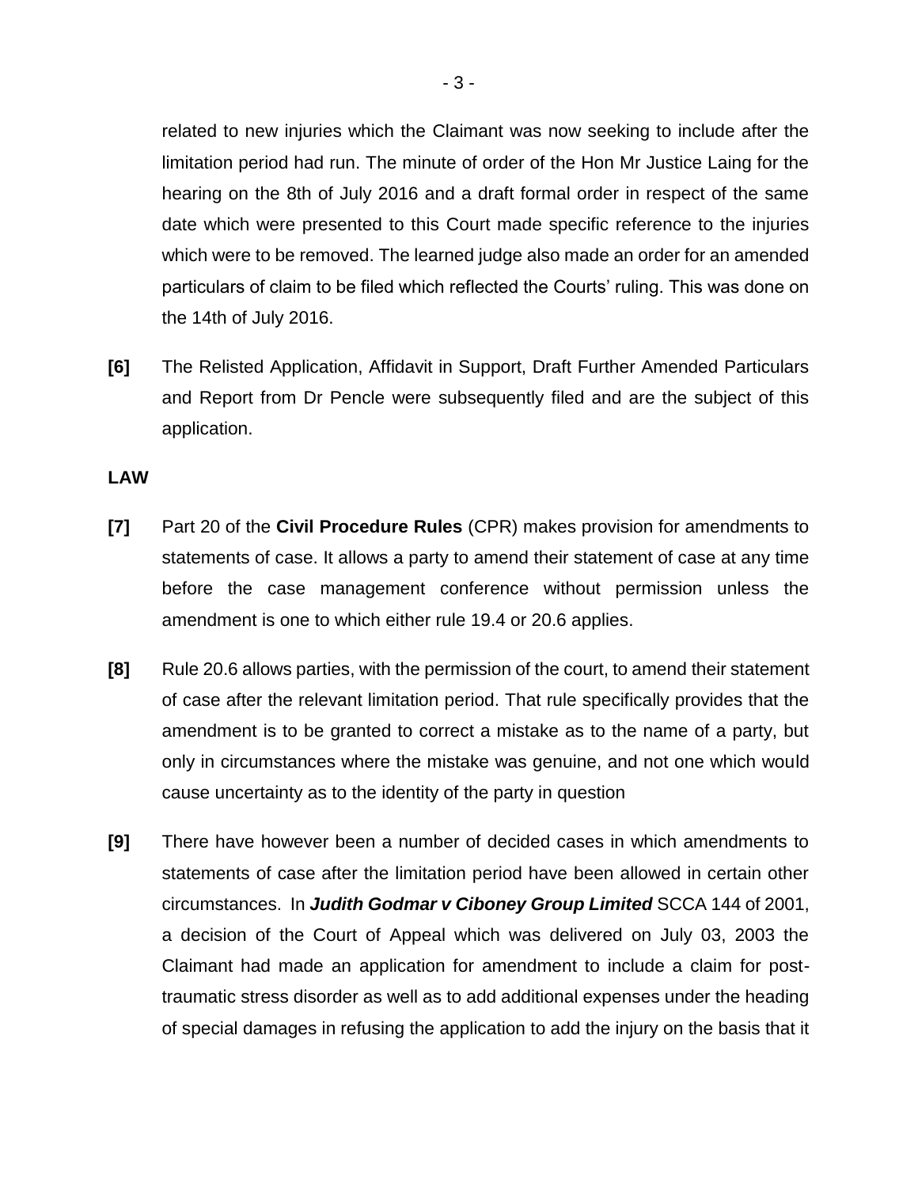related to new injuries which the Claimant was now seeking to include after the limitation period had run. The minute of order of the Hon Mr Justice Laing for the hearing on the 8th of July 2016 and a draft formal order in respect of the same date which were presented to this Court made specific reference to the injuries which were to be removed. The learned judge also made an order for an amended particulars of claim to be filed which reflected the Courts' ruling. This was done on the 14th of July 2016.

**[6]** The Relisted Application, Affidavit in Support, Draft Further Amended Particulars and Report from Dr Pencle were subsequently filed and are the subject of this application.

**LAW**

**[7]** Part 20 of the **Civil Procedure Rules** (CPR) makes provision for amendments to statements of case. It allows a party to amend their statement of case at any time before the case management conference without permission unless the amendment is one to which either rule 19.4 or 20.6 applies.

**[8]** Rule 20.6 allows parties, with the permission of the court, to amend their statement of case after the relevant limitation period. That rule specifically provides that the amendment is to be granted to correct a mistake as to the name of a party, but only in circumstances where the mistake was genuine, and not one which would cause uncertainty as to the identity of the party in question

**[9]** There have however been a number of decided cases in which amendments to statements of case after the limitation period have been allowed in certain other circumstances. In ***Judith Godmar v Ciboney Group Limited*** SCCA 144 of 2001, a decision of the Court of Appeal which was delivered on July 03, 2003 the Claimant had made an application for amendment to include a claim for post-traumatic stress disorder as well as to add additional expenses under the heading of special damages in refusing the application to add the injury on the basis that it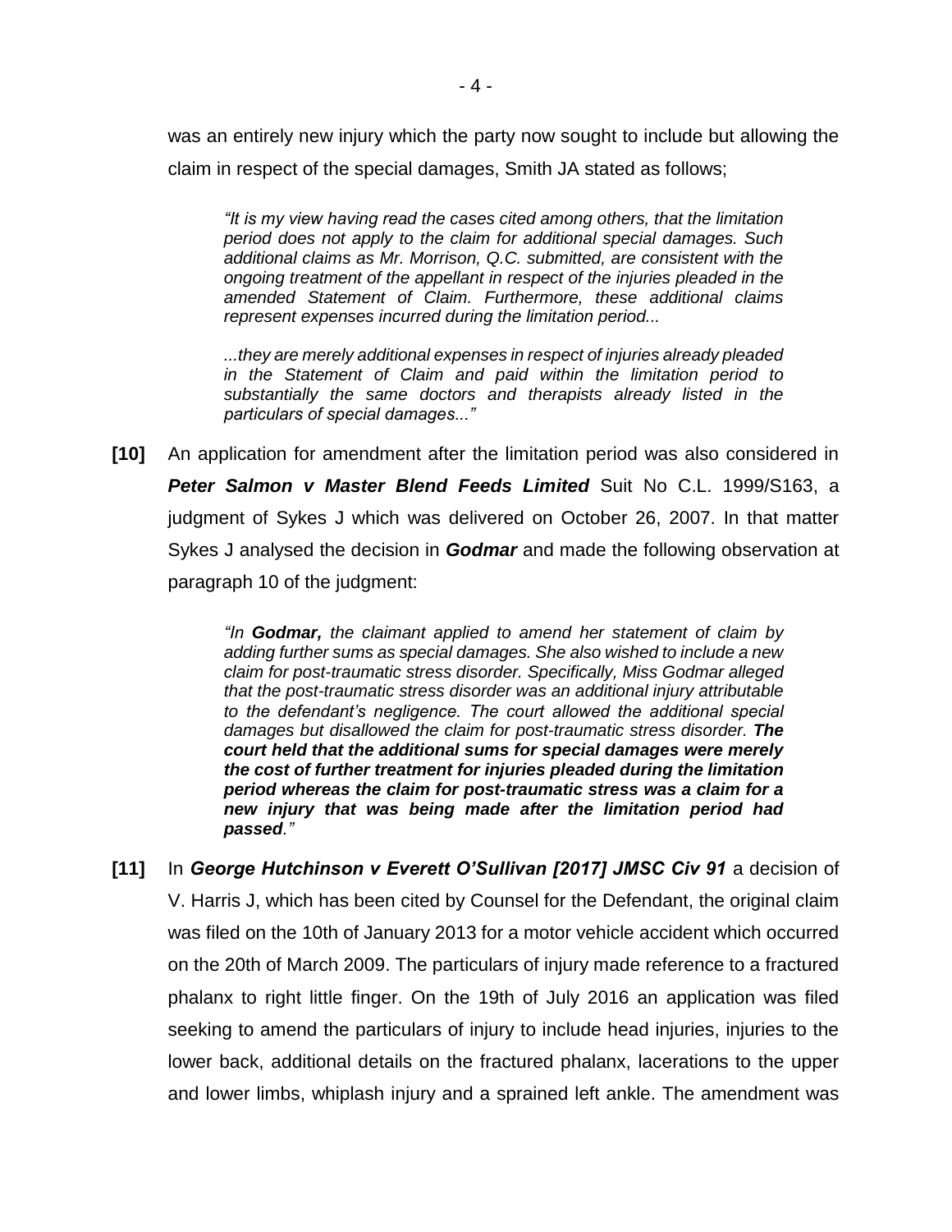was an entirely new injury which the party now sought to include but allowing the claim in respect of the special damages, Smith JA stated as follows;

> *"It is my view having read the cases cited among others, that the limitation period does not apply to the claim for additional special damages. Such additional claims as Mr. Morrison, Q.C. submitted, are consistent with the ongoing treatment of the appellant in respect of the injuries pleaded in the amended Statement of Claim. Furthermore, these additional claims represent expenses incurred during the limitation period...*
>
> *...they are merely additional expenses in respect of injuries already pleaded in the Statement of Claim and paid within the limitation period to substantially the same doctors and therapists already listed in the particulars of special damages..."*

**[10]** An application for amendment after the limitation period was also considered in ***Peter Salmon v Master Blend Feeds Limited*** Suit No C.L. 1999/S163, a judgment of Sykes J which was delivered on October 26, 2007. In that matter Sykes J analysed the decision in ***Godmar*** and made the following observation at paragraph 10 of the judgment:

> *"In **Godmar,** the claimant applied to amend her statement of claim by adding further sums as special damages. She also wished to include a new claim for post-traumatic stress disorder. Specifically, Miss Godmar alleged that the post-traumatic stress disorder was an additional injury attributable to the defendant's negligence. The court allowed the additional special damages but disallowed the claim for post-traumatic stress disorder. **The court held that the additional sums for special damages were merely the cost of further treatment for injuries pleaded during the limitation period whereas the claim for post-traumatic stress was a claim for a new injury that was being made after the limitation period had passed**."*

**[11]** In ***George Hutchinson v Everett O'Sullivan [2017] JMSC Civ 91*** a decision of V. Harris J, which has been cited by Counsel for the Defendant, the original claim was filed on the 10th of January 2013 for a motor vehicle accident which occurred on the 20th of March 2009. The particulars of injury made reference to a fractured phalanx to right little finger. On the 19th of July 2016 an application was filed seeking to amend the particulars of injury to include head injuries, injuries to the lower back, additional details on the fractured phalanx, lacerations to the upper and lower limbs, whiplash injury and a sprained left ankle. The amendment was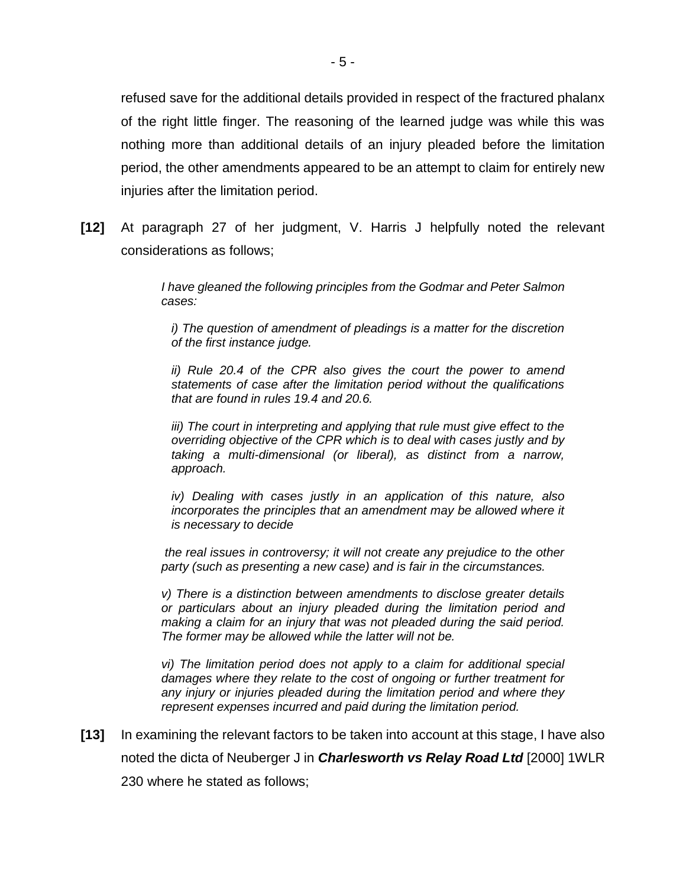refused save for the additional details provided in respect of the fractured phalanx of the right little finger. The reasoning of the learned judge was while this was nothing more than additional details of an injury pleaded before the limitation period, the other amendments appeared to be an attempt to claim for entirely new injuries after the limitation period.

**[12]** At paragraph 27 of her judgment, V. Harris J helpfully noted the relevant considerations as follows;

> *I have gleaned the following principles from the Godmar and Peter Salmon cases:*
>
> *i) The question of amendment of pleadings is a matter for the discretion of the first instance judge.*
>
> *ii) Rule 20.4 of the CPR also gives the court the power to amend statements of case after the limitation period without the qualifications that are found in rules 19.4 and 20.6.*
>
> *iii) The court in interpreting and applying that rule must give effect to the overriding objective of the CPR which is to deal with cases justly and by taking a multi-dimensional (or liberal), as distinct from a narrow, approach.*
>
> *iv) Dealing with cases justly in an application of this nature, also incorporates the principles that an amendment may be allowed where it is necessary to decide*
>
> *the real issues in controversy; it will not create any prejudice to the other party (such as presenting a new case) and is fair in the circumstances.*
>
> *v) There is a distinction between amendments to disclose greater details or particulars about an injury pleaded during the limitation period and making a claim for an injury that was not pleaded during the said period. The former may be allowed while the latter will not be.*
>
> *vi) The limitation period does not apply to a claim for additional special damages where they relate to the cost of ongoing or further treatment for any injury or injuries pleaded during the limitation period and where they represent expenses incurred and paid during the limitation period.*

**[13]** In examining the relevant factors to be taken into account at this stage, I have also noted the dicta of Neuberger J in ***Charlesworth vs Relay Road Ltd*** [2000] 1WLR 230 where he stated as follows;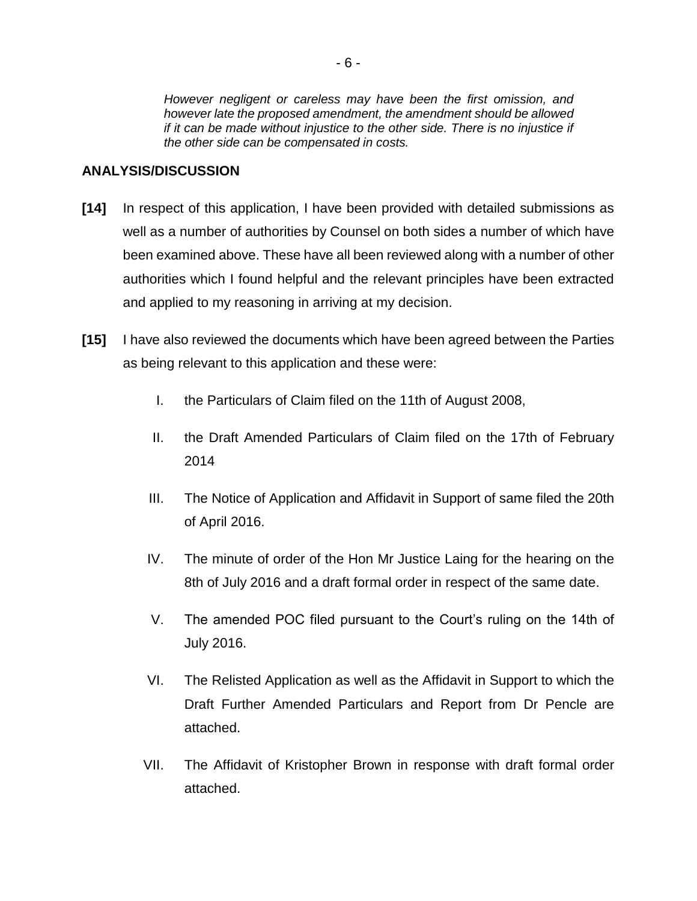> *However negligent or careless may have been the first omission, and however late the proposed amendment, the amendment should be allowed if it can be made without injustice to the other side. There is no injustice if the other side can be compensated in costs.*

**ANALYSIS/DISCUSSION**

**[14]** In respect of this application, I have been provided with detailed submissions as well as a number of authorities by Counsel on both sides a number of which have been examined above. These have all been reviewed along with a number of other authorities which I found helpful and the relevant principles have been extracted and applied to my reasoning in arriving at my decision.

**[15]** I have also reviewed the documents which have been agreed between the Parties as being relevant to this application and these were:

I. the Particulars of Claim filed on the 11th of August 2008,

II. the Draft Amended Particulars of Claim filed on the 17th of February 2014

III. The Notice of Application and Affidavit in Support of same filed the 20th of April 2016.

IV. The minute of order of the Hon Mr Justice Laing for the hearing on the 8th of July 2016 and a draft formal order in respect of the same date.

V. The amended POC filed pursuant to the Court's ruling on the 14th of July 2016.

VI. The Relisted Application as well as the Affidavit in Support to which the Draft Further Amended Particulars and Report from Dr Pencle are attached.

VII. The Affidavit of Kristopher Brown in response with draft formal order attached.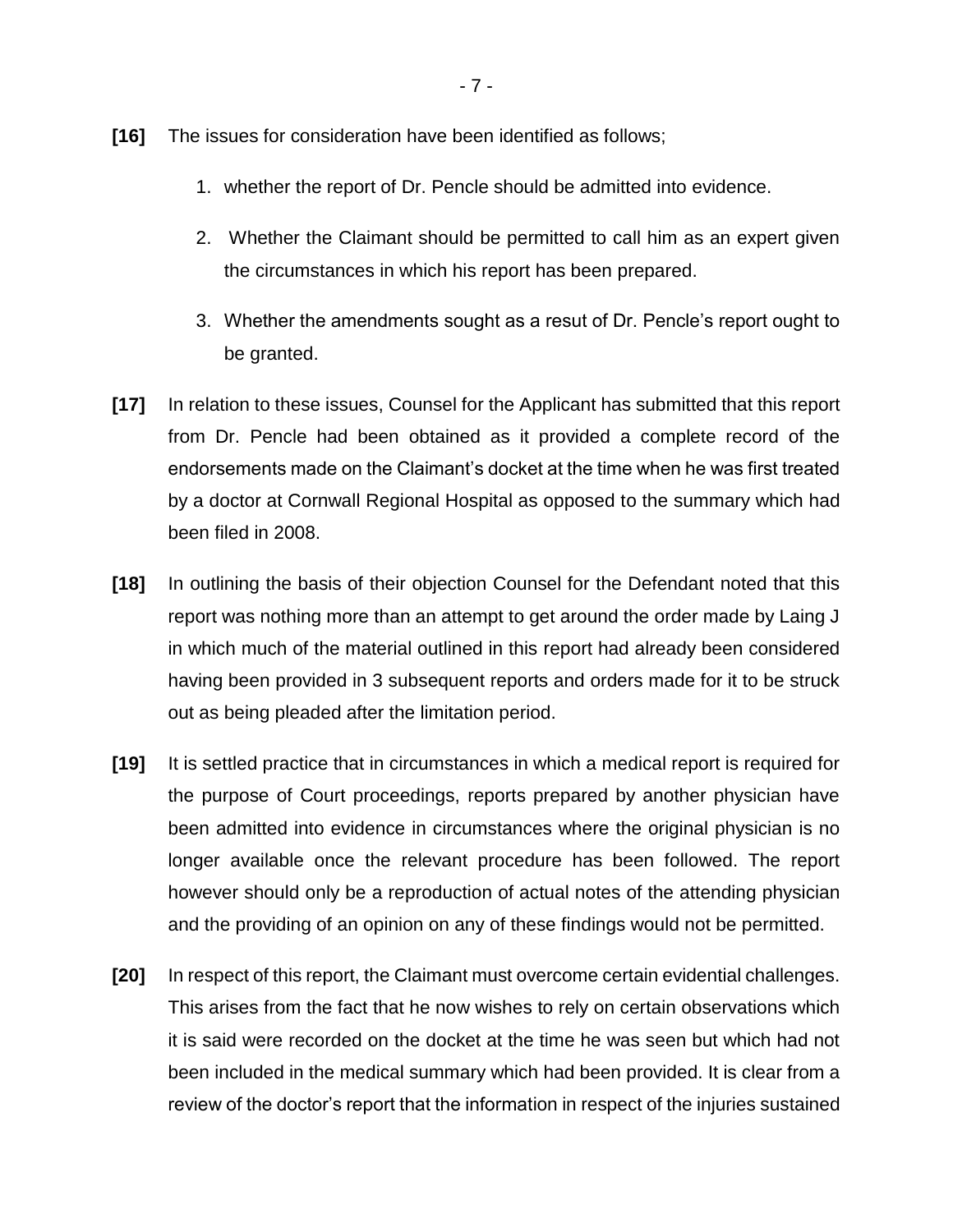**[16]** The issues for consideration have been identified as follows;

1. whether the report of Dr. Pencle should be admitted into evidence.
2. Whether the Claimant should be permitted to call him as an expert given the circumstances in which his report has been prepared.
3. Whether the amendments sought as a resut of Dr. Pencle's report ought to be granted.

**[17]** In relation to these issues, Counsel for the Applicant has submitted that this report from Dr. Pencle had been obtained as it provided a complete record of the endorsements made on the Claimant's docket at the time when he was first treated by a doctor at Cornwall Regional Hospital as opposed to the summary which had been filed in 2008.

**[18]** In outlining the basis of their objection Counsel for the Defendant noted that this report was nothing more than an attempt to get around the order made by Laing J in which much of the material outlined in this report had already been considered having been provided in 3 subsequent reports and orders made for it to be struck out as being pleaded after the limitation period.

**[19]** It is settled practice that in circumstances in which a medical report is required for the purpose of Court proceedings, reports prepared by another physician have been admitted into evidence in circumstances where the original physician is no longer available once the relevant procedure has been followed. The report however should only be a reproduction of actual notes of the attending physician and the providing of an opinion on any of these findings would not be permitted.

**[20]** In respect of this report, the Claimant must overcome certain evidential challenges. This arises from the fact that he now wishes to rely on certain observations which it is said were recorded on the docket at the time he was seen but which had not been included in the medical summary which had been provided. It is clear from a review of the doctor's report that the information in respect of the injuries sustained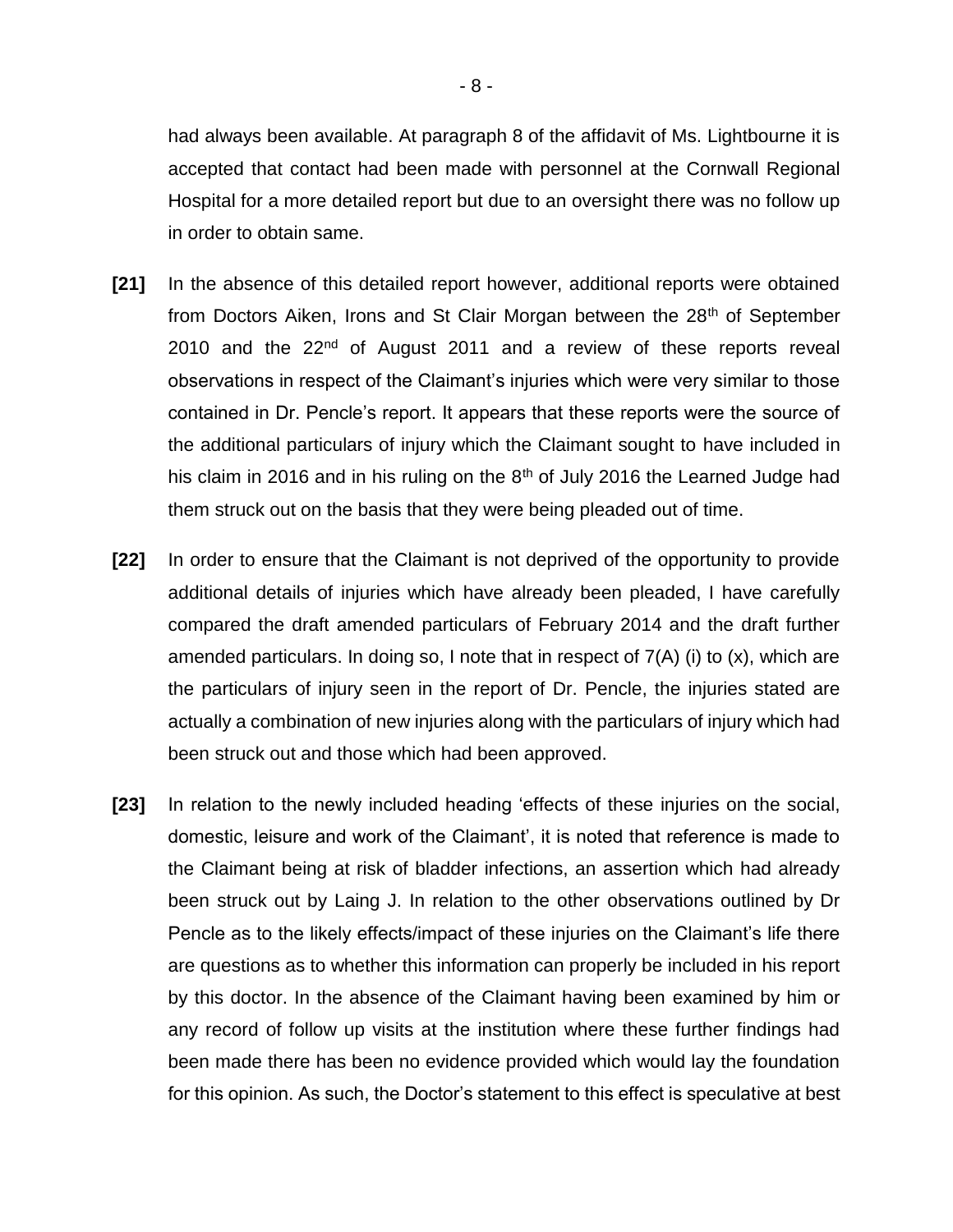had always been available. At paragraph 8 of the affidavit of Ms. Lightbourne it is accepted that contact had been made with personnel at the Cornwall Regional Hospital for a more detailed report but due to an oversight there was no follow up in order to obtain same.

**[21]** In the absence of this detailed report however, additional reports were obtained from Doctors Aiken, Irons and St Clair Morgan between the 28th of September 2010 and the 22nd of August 2011 and a review of these reports reveal observations in respect of the Claimant's injuries which were very similar to those contained in Dr. Pencle's report. It appears that these reports were the source of the additional particulars of injury which the Claimant sought to have included in his claim in 2016 and in his ruling on the 8th of July 2016 the Learned Judge had them struck out on the basis that they were being pleaded out of time.

**[22]** In order to ensure that the Claimant is not deprived of the opportunity to provide additional details of injuries which have already been pleaded, I have carefully compared the draft amended particulars of February 2014 and the draft further amended particulars. In doing so, I note that in respect of 7(A) (i) to (x), which are the particulars of injury seen in the report of Dr. Pencle, the injuries stated are actually a combination of new injuries along with the particulars of injury which had been struck out and those which had been approved.

**[23]** In relation to the newly included heading 'effects of these injuries on the social, domestic, leisure and work of the Claimant', it is noted that reference is made to the Claimant being at risk of bladder infections, an assertion which had already been struck out by Laing J. In relation to the other observations outlined by Dr Pencle as to the likely effects/impact of these injuries on the Claimant's life there are questions as to whether this information can properly be included in his report by this doctor. In the absence of the Claimant having been examined by him or any record of follow up visits at the institution where these further findings had been made there has been no evidence provided which would lay the foundation for this opinion. As such, the Doctor's statement to this effect is speculative at best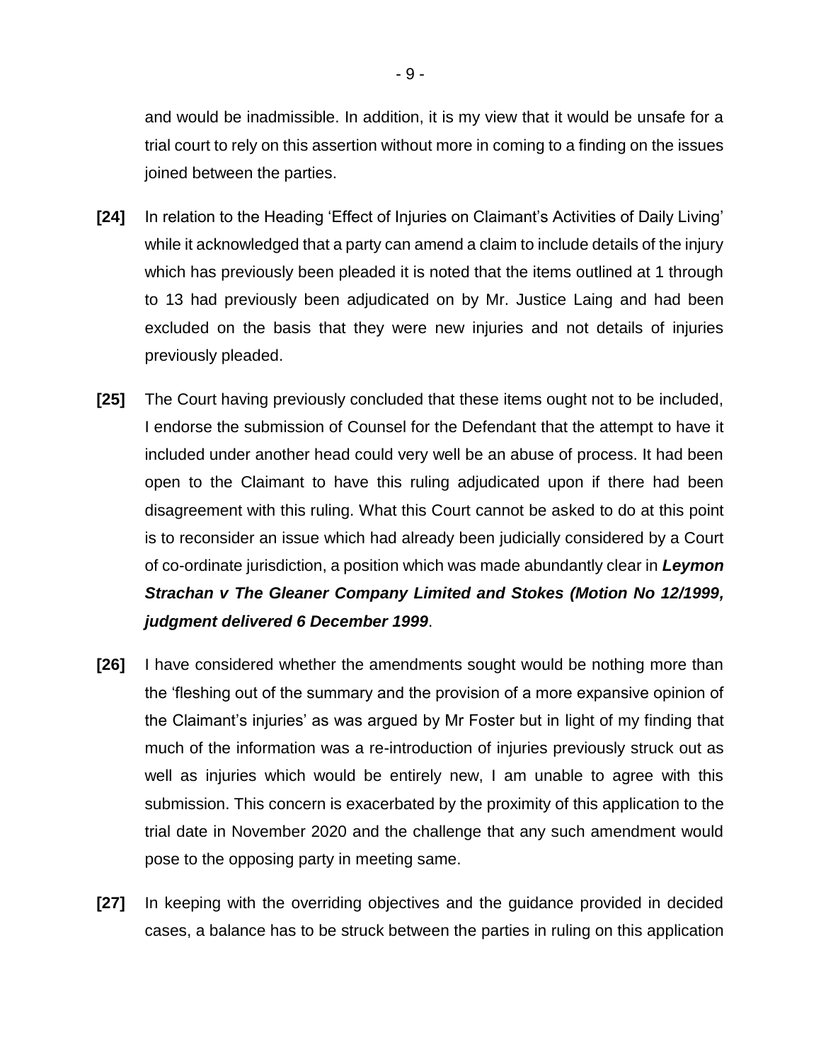and would be inadmissible. In addition, it is my view that it would be unsafe for a trial court to rely on this assertion without more in coming to a finding on the issues joined between the parties.

**[24]** In relation to the Heading 'Effect of Injuries on Claimant's Activities of Daily Living' while it acknowledged that a party can amend a claim to include details of the injury which has previously been pleaded it is noted that the items outlined at 1 through to 13 had previously been adjudicated on by Mr. Justice Laing and had been excluded on the basis that they were new injuries and not details of injuries previously pleaded.

**[25]** The Court having previously concluded that these items ought not to be included, I endorse the submission of Counsel for the Defendant that the attempt to have it included under another head could very well be an abuse of process. It had been open to the Claimant to have this ruling adjudicated upon if there had been disagreement with this ruling. What this Court cannot be asked to do at this point is to reconsider an issue which had already been judicially considered by a Court of co-ordinate jurisdiction, a position which was made abundantly clear in ***Leymon Strachan v The Gleaner Company Limited and Stokes (Motion No 12/1999, judgment delivered 6 December 1999***.

**[26]** I have considered whether the amendments sought would be nothing more than the 'fleshing out of the summary and the provision of a more expansive opinion of the Claimant's injuries' as was argued by Mr Foster but in light of my finding that much of the information was a re-introduction of injuries previously struck out as well as injuries which would be entirely new, I am unable to agree with this submission. This concern is exacerbated by the proximity of this application to the trial date in November 2020 and the challenge that any such amendment would pose to the opposing party in meeting same.

**[27]** In keeping with the overriding objectives and the guidance provided in decided cases, a balance has to be struck between the parties in ruling on this application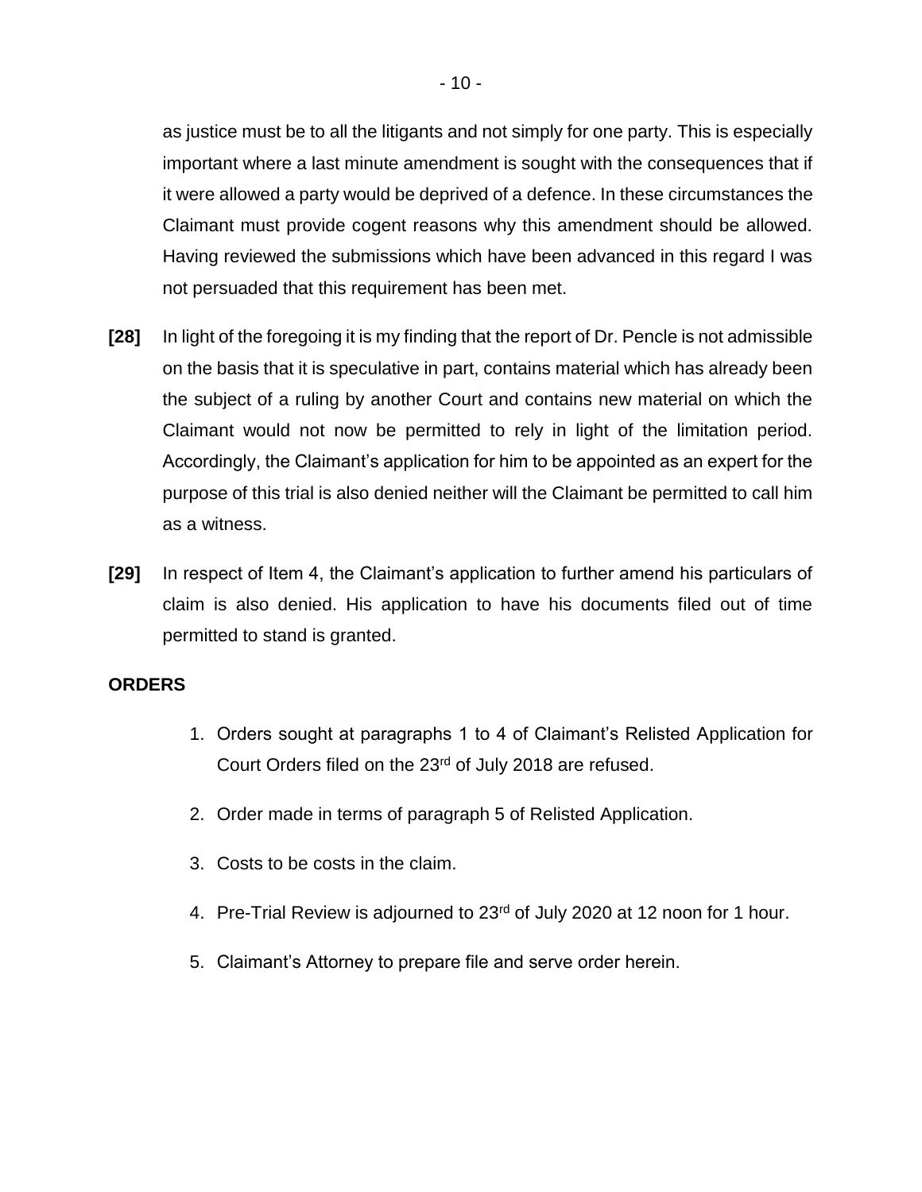as justice must be to all the litigants and not simply for one party. This is especially important where a last minute amendment is sought with the consequences that if it were allowed a party would be deprived of a defence. In these circumstances the Claimant must provide cogent reasons why this amendment should be allowed. Having reviewed the submissions which have been advanced in this regard I was not persuaded that this requirement has been met.

**[28]** In light of the foregoing it is my finding that the report of Dr. Pencle is not admissible on the basis that it is speculative in part, contains material which has already been the subject of a ruling by another Court and contains new material on which the Claimant would not now be permitted to rely in light of the limitation period. Accordingly, the Claimant's application for him to be appointed as an expert for the purpose of this trial is also denied neither will the Claimant be permitted to call him as a witness.

**[29]** In respect of Item 4, the Claimant's application to further amend his particulars of claim is also denied. His application to have his documents filed out of time permitted to stand is granted.

**ORDERS**

1. Orders sought at paragraphs 1 to 4 of Claimant's Relisted Application for Court Orders filed on the 23rd of July 2018 are refused.
2. Order made in terms of paragraph 5 of Relisted Application.
3. Costs to be costs in the claim.
4. Pre-Trial Review is adjourned to 23rd of July 2020 at 12 noon for 1 hour.
5. Claimant's Attorney to prepare file and serve order herein.